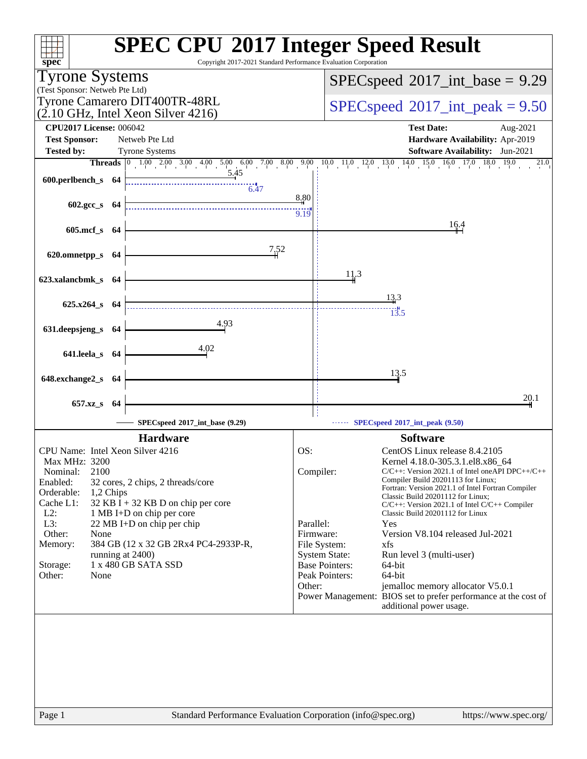# SPEC CPU 2017 Integer Speed Result

Copyright 2017-2021 Standard Performance Evaluation Corporation

**Tyrone Systems**
(Test Sponsor: Netweb Pte Ltd)
**Tyrone Camarero DIT400TR-48RL**
**(2.10 GHz, Intel Xeon Silver 4216)**

**SPECspeed 2017_int_base = 9.29**

**SPECspeed 2017_int_peak = 9.50**

| | | | |
|---|---|---|---|
| **CPU2017 License:** | 006042 | **Test Date:** | Aug-2021 |
| **Test Sponsor:** | Netweb Pte Ltd | **Hardware Availability:** | Apr-2019 |
| **Tested by:** | Tyrone Systems | **Software Availability:** | Jun-2021 |

| Benchmark | Threads | Base | Peak |
|---|---|---|---|
| 600.perlbench_s | 64 | 5.45 | 6.47 |
| 602.gcc_s | 64 | 8.80 | 9.19 |
| 605.mcf_s | 64 | 16.4 | |
| 620.omnetpp_s | 64 | 7.52 | |
| 623.xalancbmk_s | 64 | 11.3 | |
| 625.x264_s | 64 | 13.3 | 13.5 |
| 631.deepsjeng_s | 64 | 4.93 | |
| 641.leela_s | 64 | 4.02 | |
| 648.exchange2_s | 64 | 13.5 | |
| 657.xz_s | 64 | 20.1 | |

SPECspeed 2017_int_base (9.29) — SPECspeed 2017_int_peak (9.50)

## Hardware

| | |
|---|---|
| CPU Name: | Intel Xeon Silver 4216 |
| Max MHz: | 3200 |
| Nominal: | 2100 |
| Enabled: | 32 cores, 2 chips, 2 threads/core |
| Orderable: | 1,2 Chips |
| Cache L1: | 32 KB I + 32 KB D on chip per core |
| L2: | 1 MB I+D on chip per core |
| L3: | 22 MB I+D on chip per chip |
| Other: | None |
| Memory: | 384 GB (12 x 32 GB 2Rx4 PC4-2933P-R, running at 2400) |
| Storage: | 1 x 480 GB SATA SSD |
| Other: | None |

## Software

| | |
|---|---|
| OS: | CentOS Linux release 8.4.2105 Kernel 4.18.0-305.3.1.el8.x86_64 |
| Compiler: | C/C++: Version 2021.1 of Intel oneAPI DPC++/C++ Compiler Build 20201113 for Linux; Fortran: Version 2021.1 of Intel Fortran Compiler Classic Build 20201112 for Linux; C/C++: Version 2021.1 of Intel C/C++ Compiler Classic Build 20201112 for Linux |
| Parallel: | Yes |
| Firmware: | Version V8.104 released Jul-2021 |
| File System: | xfs |
| System State: | Run level 3 (multi-user) |
| Base Pointers: | 64-bit |
| Peak Pointers: | 64-bit |
| Other: | jemalloc memory allocator V5.0.1 |
| Power Management: | BIOS set to prefer performance at the cost of additional power usage. |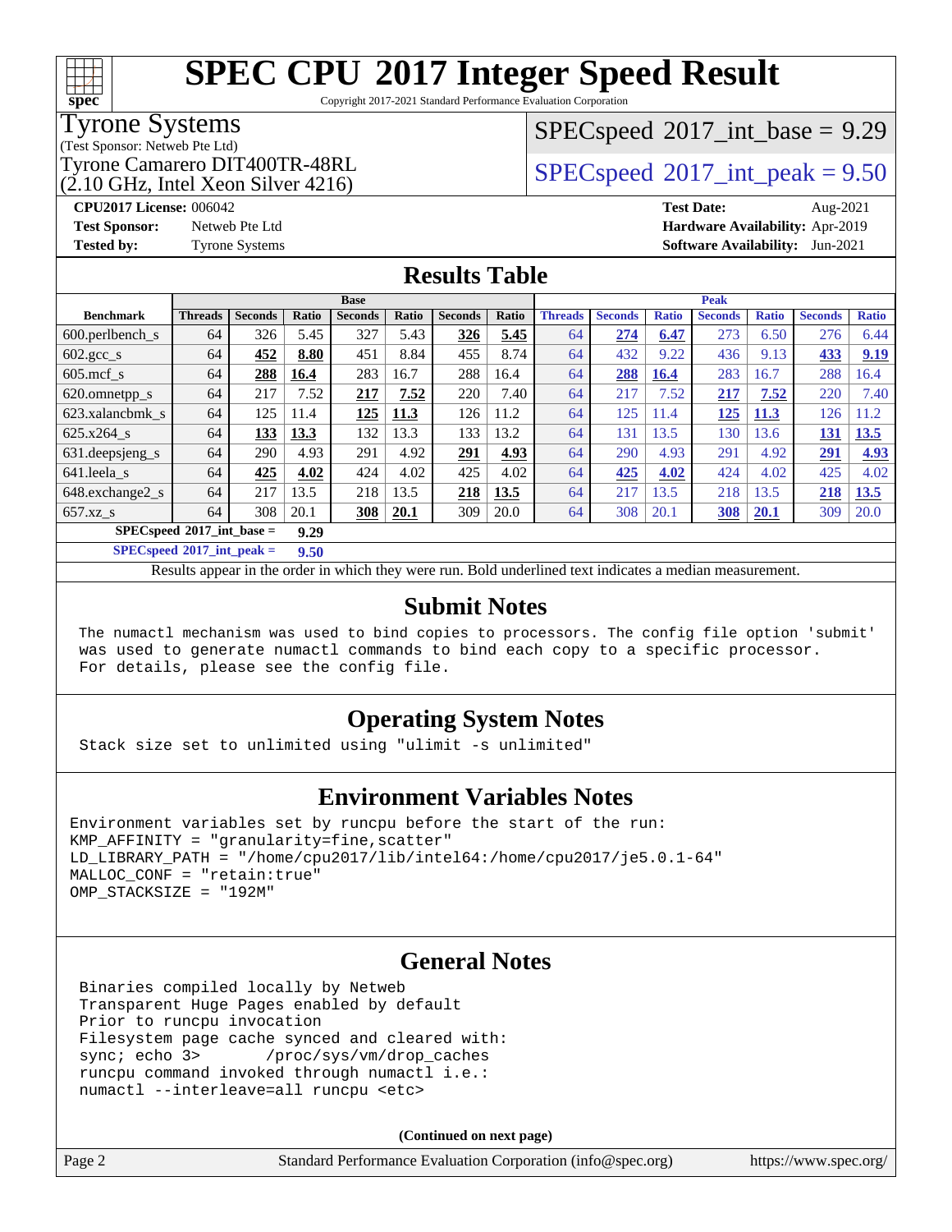# SPEC CPU 2017 Integer Speed Result

Copyright 2017-2021 Standard Performance Evaluation Corporation

**Tyrone Systems**
(Test Sponsor: Netweb Pte Ltd)
Tyrone Camarero DIT400TR-48RL
(2.10 GHz, Intel Xeon Silver 4216)

SPECspeed 2017_int_base = 9.29

SPECspeed 2017_int_peak = 9.50

**CPU2017 License:** 006042
**Test Sponsor:** Netweb Pte Ltd
**Tested by:** Tyrone Systems

**Test Date:** Aug-2021
**Hardware Availability:** Apr-2019
**Software Availability:** Jun-2021

## Results Table

| Benchmark | Base | | | | | | | Peak | | | | | | |
|---|---|---|---|---|---|---|---|---|---|---|---|---|---|---|
| | Threads | Seconds | Ratio | Seconds | Ratio | Seconds | Ratio | Threads | Seconds | Ratio | Seconds | Ratio | Seconds | Ratio |
| 600.perlbench_s | 64 | 326 | 5.45 | 327 | 5.43 | **326** | **5.45** | 64 | **274** | **6.47** | 273 | 6.50 | 276 | 6.44 |
| 602.gcc_s | 64 | **452** | **8.80** | 451 | 8.84 | 455 | 8.74 | 64 | 432 | 9.22 | 436 | 9.13 | **433** | **9.19** |
| 605.mcf_s | 64 | **288** | **16.4** | 283 | 16.7 | 288 | 16.4 | 64 | **288** | **16.4** | 283 | 16.7 | 288 | 16.4 |
| 620.omnetpp_s | 64 | 217 | 7.52 | **217** | **7.52** | 220 | 7.40 | 64 | 217 | 7.52 | **217** | **7.52** | 220 | 7.40 |
| 623.xalancbmk_s | 64 | 125 | 11.4 | **125** | **11.3** | 126 | 11.2 | 64 | 125 | 11.4 | **125** | **11.3** | 126 | 11.2 |
| 625.x264_s | 64 | **133** | **13.3** | 132 | 13.3 | 133 | 13.2 | 64 | 131 | 13.5 | 130 | 13.6 | **131** | **13.5** |
| 631.deepsjeng_s | 64 | 290 | 4.93 | 291 | 4.92 | **291** | **4.93** | 64 | 290 | 4.93 | 291 | 4.92 | **291** | **4.93** |
| 641.leela_s | 64 | **425** | **4.02** | 424 | 4.02 | 425 | 4.02 | 64 | **425** | **4.02** | 424 | 4.02 | 425 | 4.02 |
| 648.exchange2_s | 64 | 217 | 13.5 | 218 | 13.5 | **218** | **13.5** | 64 | 217 | 13.5 | 218 | 13.5 | **218** | **13.5** |
| 657.xz_s | 64 | 308 | 20.1 | **308** | **20.1** | 309 | 20.0 | 64 | 308 | 20.1 | **308** | **20.1** | 309 | 20.0 |

**SPECspeed 2017_int_base = 9.29**

**SPECspeed 2017_int_peak = 9.50**

Results appear in the order in which they were run. Bold underlined text indicates a median measurement.

## Submit Notes

```
The numactl mechanism was used to bind copies to processors. The config file option 'submit'
was used to generate numactl commands to bind each copy to a specific processor.
For details, please see the config file.
```

## Operating System Notes

```
Stack size set to unlimited using "ulimit -s unlimited"
```

## Environment Variables Notes

```
Environment variables set by runcpu before the start of the run:
KMP_AFFINITY = "granularity=fine,scatter"
LD_LIBRARY_PATH = "/home/cpu2017/lib/intel64:/home/cpu2017/je5.0.1-64"
MALLOC_CONF = "retain:true"
OMP_STACKSIZE = "192M"
```

## General Notes

```
Binaries compiled locally by Netweb
Transparent Huge Pages enabled by default
Prior to runcpu invocation
Filesystem page cache synced and cleared with:
sync; echo 3>       /proc/sys/vm/drop_caches
runcpu command invoked through numactl i.e.:
numactl --interleave=all runcpu <etc>
```

**(Continued on next page)**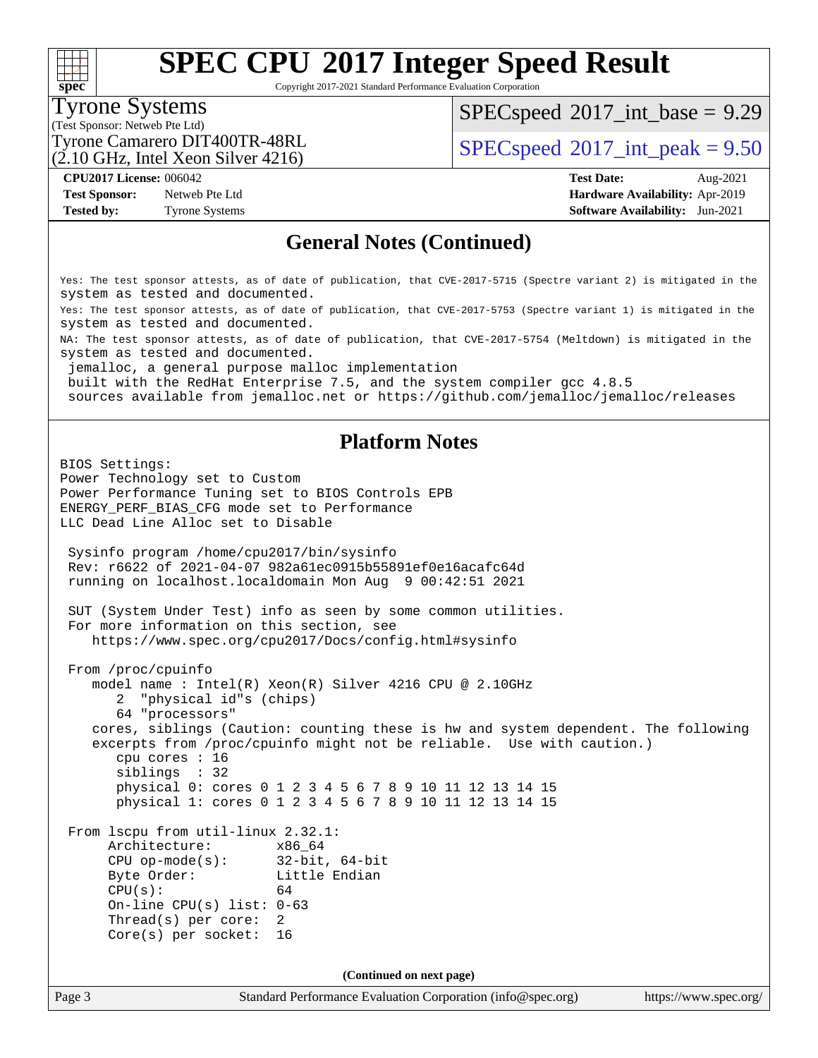## General Notes (Continued)

```
Yes: The test sponsor attests, as of date of publication, that CVE-2017-5715 (Spectre variant 2) is mitigated in the
system as tested and documented.
Yes: The test sponsor attests, as of date of publication, that CVE-2017-5753 (Spectre variant 1) is mitigated in the
system as tested and documented.
NA: The test sponsor attests, as of date of publication, that CVE-2017-5754 (Meltdown) is mitigated in the
system as tested and documented.
 jemalloc, a general purpose malloc implementation
 built with the RedHat Enterprise 7.5, and the system compiler gcc 4.8.5
 sources available from jemalloc.net or https://github.com/jemalloc/jemalloc/releases
```

## Platform Notes

```
BIOS Settings:
Power Technology set to Custom
Power Performance Tuning set to BIOS Controls EPB
ENERGY_PERF_BIAS_CFG mode set to Performance
LLC Dead Line Alloc set to Disable

 Sysinfo program /home/cpu2017/bin/sysinfo
 Rev: r6622 of 2021-04-07 982a61ec0915b55891ef0e16acafc64d
 running on localhost.localdomain Mon Aug  9 00:42:51 2021

 SUT (System Under Test) info as seen by some common utilities.
 For more information on this section, see
    https://www.spec.org/cpu2017/Docs/config.html#sysinfo

 From /proc/cpuinfo
    model name : Intel(R) Xeon(R) Silver 4216 CPU @ 2.10GHz
       2  "physical id"s (chips)
       64 "processors"
    cores, siblings (Caution: counting these is hw and system dependent. The following
    excerpts from /proc/cpuinfo might not be reliable.  Use with caution.)
       cpu cores : 16
       siblings  : 32
       physical 0: cores 0 1 2 3 4 5 6 7 8 9 10 11 12 13 14 15
       physical 1: cores 0 1 2 3 4 5 6 7 8 9 10 11 12 13 14 15

 From lscpu from util-linux 2.32.1:
      Architecture:        x86_64
      CPU op-mode(s):      32-bit, 64-bit
      Byte Order:          Little Endian
      CPU(s):              64
      On-line CPU(s) list: 0-63
      Thread(s) per core:  2
      Core(s) per socket:  16
```

**(Continued on next page)**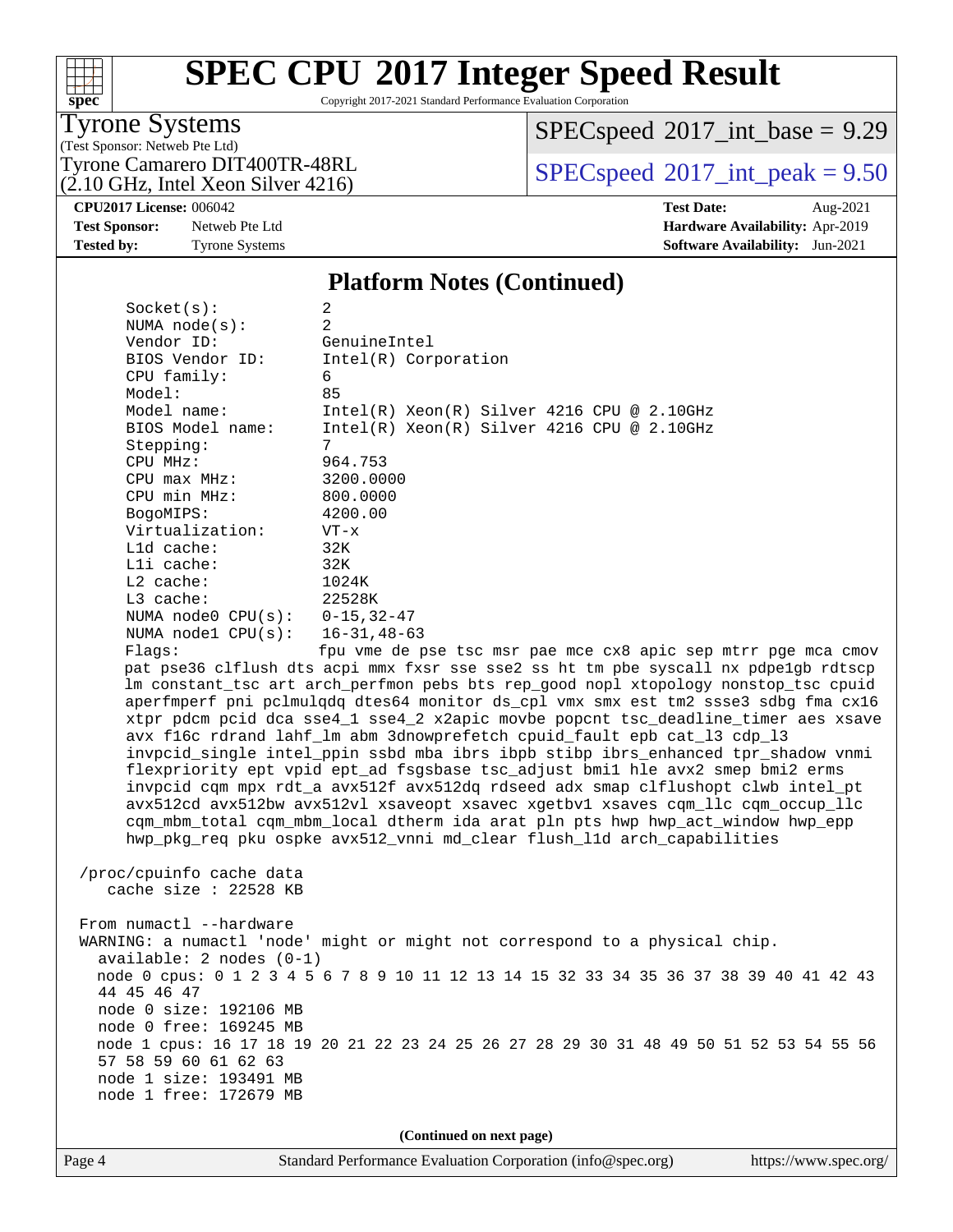## Platform Notes (Continued)

```
    Socket(s):           2
    NUMA node(s):        2
    Vendor ID:           GenuineIntel
    BIOS Vendor ID:      Intel(R) Corporation
    CPU family:          6
    Model:               85
    Model name:          Intel(R) Xeon(R) Silver 4216 CPU @ 2.10GHz
    BIOS Model name:     Intel(R) Xeon(R) Silver 4216 CPU @ 2.10GHz
    Stepping:            7
    CPU MHz:             964.753
    CPU max MHz:         3200.0000
    CPU min MHz:         800.0000
    BogoMIPS:            4200.00
    Virtualization:      VT-x
    L1d cache:           32K
    L1i cache:           32K
    L2 cache:            1024K
    L3 cache:            22528K
    NUMA node0 CPU(s):   0-15,32-47
    NUMA node1 CPU(s):   16-31,48-63
    Flags:               fpu vme de pse tsc msr pae mce cx8 apic sep mtrr pge mca cmov
    pat pse36 clflush dts acpi mmx fxsr sse sse2 ss ht tm pbe syscall nx pdpe1gb rdtscp
    lm constant_tsc art arch_perfmon pebs bts rep_good nopl xtopology nonstop_tsc cpuid
    aperfmperf pni pclmulqdq dtes64 monitor ds_cpl vmx smx est tm2 ssse3 sdbg fma cx16
    xtpr pdcm pcid dca sse4_1 sse4_2 x2apic movbe popcnt tsc_deadline_timer aes xsave
    avx f16c rdrand lahf_lm abm 3dnowprefetch cpuid_fault epb cat_l3 cdp_l3
    invpcid_single intel_ppin ssbd mba ibrs ibpb stibp ibrs_enhanced tpr_shadow vnmi
    flexpriority ept vpid ept_ad fsgsbase tsc_adjust bmi1 hle avx2 smep bmi2 erms
    invpcid cqm mpx rdt_a avx512f avx512dq rdseed adx smap clflushopt clwb intel_pt
    avx512cd avx512bw avx512vl xsaveopt xsavec xgetbv1 xsaves cqm_llc cqm_occup_llc
    cqm_mbm_total cqm_mbm_local dtherm ida arat pln pts hwp hwp_act_window hwp_epp
    hwp_pkg_req pku ospke avx512_vnni md_clear flush_l1d arch_capabilities

 /proc/cpuinfo cache data
    cache size : 22528 KB

 From numactl --hardware
 WARNING: a numactl 'node' might or might not correspond to a physical chip.
   available: 2 nodes (0-1)
   node 0 cpus: 0 1 2 3 4 5 6 7 8 9 10 11 12 13 14 15 32 33 34 35 36 37 38 39 40 41 42 43
   44 45 46 47
   node 0 size: 192106 MB
   node 0 free: 169245 MB
   node 1 cpus: 16 17 18 19 20 21 22 23 24 25 26 27 28 29 30 31 48 49 50 51 52 53 54 55 56
   57 58 59 60 61 62 63
   node 1 size: 193491 MB
   node 1 free: 172679 MB
```

**(Continued on next page)**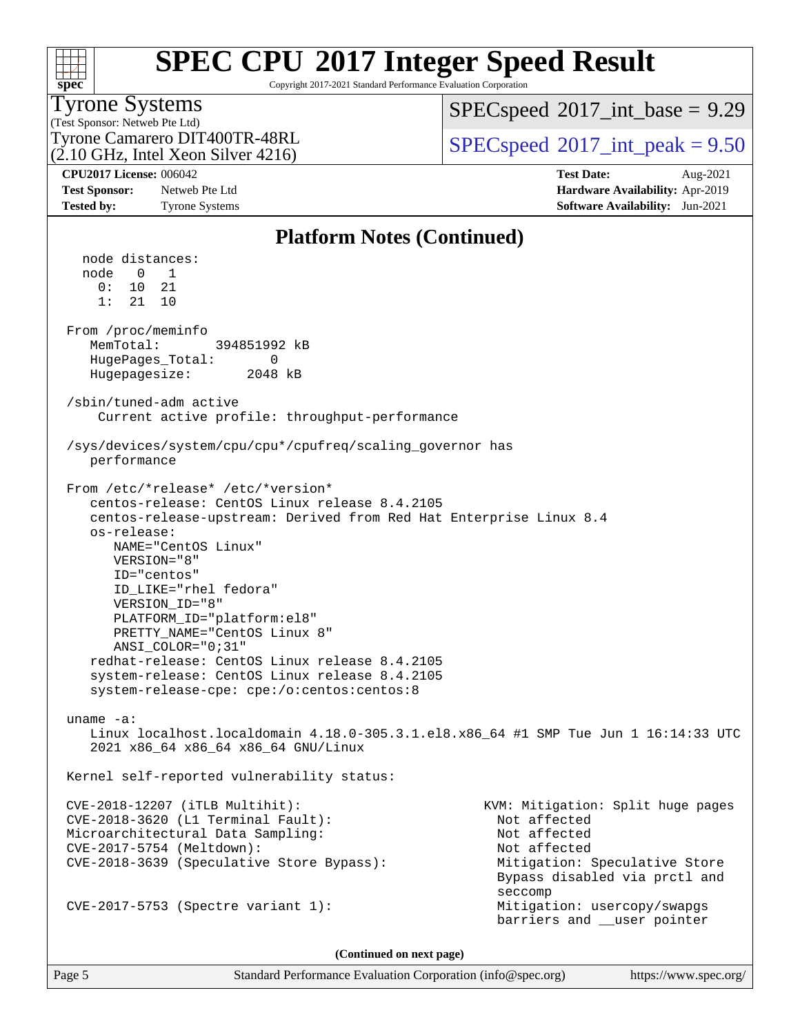# SPEC CPU 2017 Integer Speed Result

Copyright 2017-2021 Standard Performance Evaluation Corporation

**Tyrone Systems**
(Test Sponsor: Netweb Pte Ltd)
Tyrone Camarero DIT400TR-48RL
(2.10 GHz, Intel Xeon Silver 4216)

SPECspeed 2017_int_base = 9.29
SPECspeed 2017_int_peak = 9.50

| | | | |
|---|---|---|---|
| **CPU2017 License:** | 006042 | **Test Date:** | Aug-2021 |
| **Test Sponsor:** | Netweb Pte Ltd | **Hardware Availability:** | Apr-2019 |
| **Tested by:** | Tyrone Systems | **Software Availability:** | Jun-2021 |

## Platform Notes (Continued)

```
   node distances:
   node   0   1
     0:  10  21
     1:  21  10

 From /proc/meminfo
    MemTotal:       394851992 kB
    HugePages_Total:       0
    Hugepagesize:       2048 kB

 /sbin/tuned-adm active
     Current active profile: throughput-performance

 /sys/devices/system/cpu/cpu*/cpufreq/scaling_governor has
    performance

 From /etc/*release* /etc/*version*
    centos-release: CentOS Linux release 8.4.2105
    centos-release-upstream: Derived from Red Hat Enterprise Linux 8.4
    os-release:
       NAME="CentOS Linux"
       VERSION="8"
       ID="centos"
       ID_LIKE="rhel fedora"
       VERSION_ID="8"
       PLATFORM_ID="platform:el8"
       PRETTY_NAME="CentOS Linux 8"
       ANSI_COLOR="0;31"
    redhat-release: CentOS Linux release 8.4.2105
    system-release: CentOS Linux release 8.4.2105
    system-release-cpe: cpe:/o:centos:centos:8

 uname -a:
    Linux localhost.localdomain 4.18.0-305.3.1.el8.x86_64 #1 SMP Tue Jun 1 16:14:33 UTC
    2021 x86_64 x86_64 x86_64 GNU/Linux

 Kernel self-reported vulnerability status:

 CVE-2018-12207 (iTLB Multihit):                        KVM: Mitigation: Split huge pages
 CVE-2018-3620 (L1 Terminal Fault):                       Not affected
 Microarchitectural Data Sampling:                        Not affected
 CVE-2017-5754 (Meltdown):                                Not affected
 CVE-2018-3639 (Speculative Store Bypass):                Mitigation: Speculative Store
                                                          Bypass disabled via prctl and
                                                          seccomp
 CVE-2017-5753 (Spectre variant 1):                       Mitigation: usercopy/swapgs
                                                          barriers and __user pointer
```

(Continued on next page)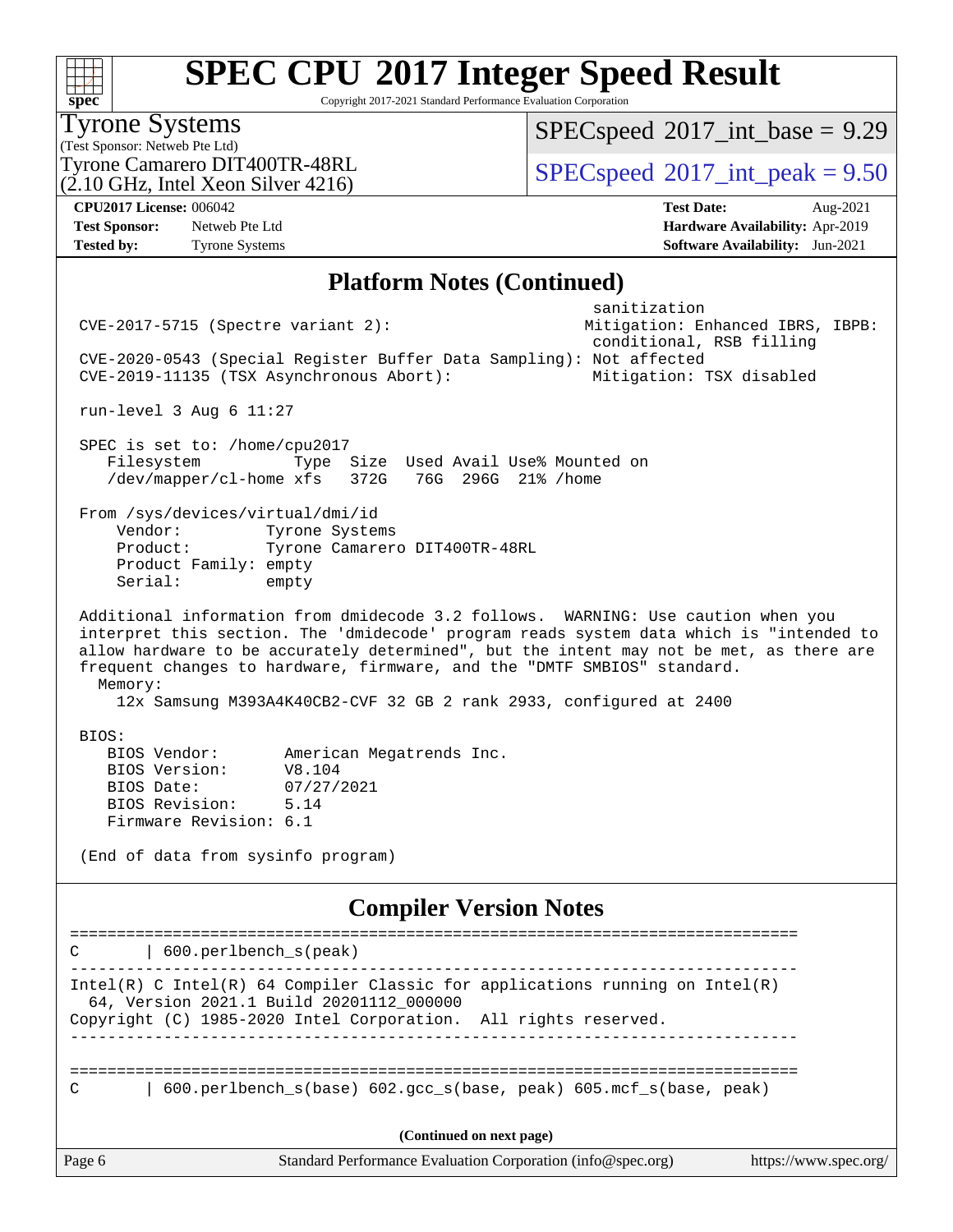# SPEC CPU 2017 Integer Speed Result

Copyright 2017-2021 Standard Performance Evaluation Corporation

**Tyrone Systems**
(Test Sponsor: Netweb Pte Ltd)
Tyrone Camarero DIT400TR-48RL
(2.10 GHz, Intel Xeon Silver 4216)

SPECspeed 2017_int_base = 9.29
SPECspeed 2017_int_peak = 9.50

| | | | |
|---|---|---|---|
| **CPU2017 License:** | 006042 | **Test Date:** | Aug-2021 |
| **Test Sponsor:** | Netweb Pte Ltd | **Hardware Availability:** | Apr-2019 |
| **Tested by:** | Tyrone Systems | **Software Availability:** | Jun-2021 |

## Platform Notes (Continued)

```
                                                             sanitization
CVE-2017-5715 (Spectre variant 2):                          Mitigation: Enhanced IBRS, IBPB:
                                                             conditional, RSB filling
CVE-2020-0543 (Special Register Buffer Data Sampling): Not affected
CVE-2019-11135 (TSX Asynchronous Abort):                    Mitigation: TSX disabled

run-level 3 Aug 6 11:27

SPEC is set to: /home/cpu2017
   Filesystem          Type  Size  Used Avail Use% Mounted on
   /dev/mapper/cl-home xfs   372G   76G  296G  21% /home

From /sys/devices/virtual/dmi/id
    Vendor:         Tyrone Systems
    Product:        Tyrone Camarero DIT400TR-48RL
    Product Family: empty
    Serial:         empty

Additional information from dmidecode 3.2 follows.  WARNING: Use caution when you
interpret this section. The 'dmidecode' program reads system data which is "intended to
allow hardware to be accurately determined", but the intent may not be met, as there are
frequent changes to hardware, firmware, and the "DMTF SMBIOS" standard.
  Memory:
    12x Samsung M393A4K40CB2-CVF 32 GB 2 rank 2933, configured at 2400

BIOS:
   BIOS Vendor:       American Megatrends Inc.
   BIOS Version:      V8.104
   BIOS Date:         07/27/2021
   BIOS Revision:     5.14
   Firmware Revision: 6.1

(End of data from sysinfo program)
```

## Compiler Version Notes

```
==============================================================================
C       | 600.perlbench_s(peak)
------------------------------------------------------------------------------
Intel(R) C Intel(R) 64 Compiler Classic for applications running on Intel(R)
  64, Version 2021.1 Build 20201112_000000
Copyright (C) 1985-2020 Intel Corporation.  All rights reserved.
------------------------------------------------------------------------------

==============================================================================
C       | 600.perlbench_s(base) 602.gcc_s(base, peak) 605.mcf_s(base, peak)
```

(Continued on next page)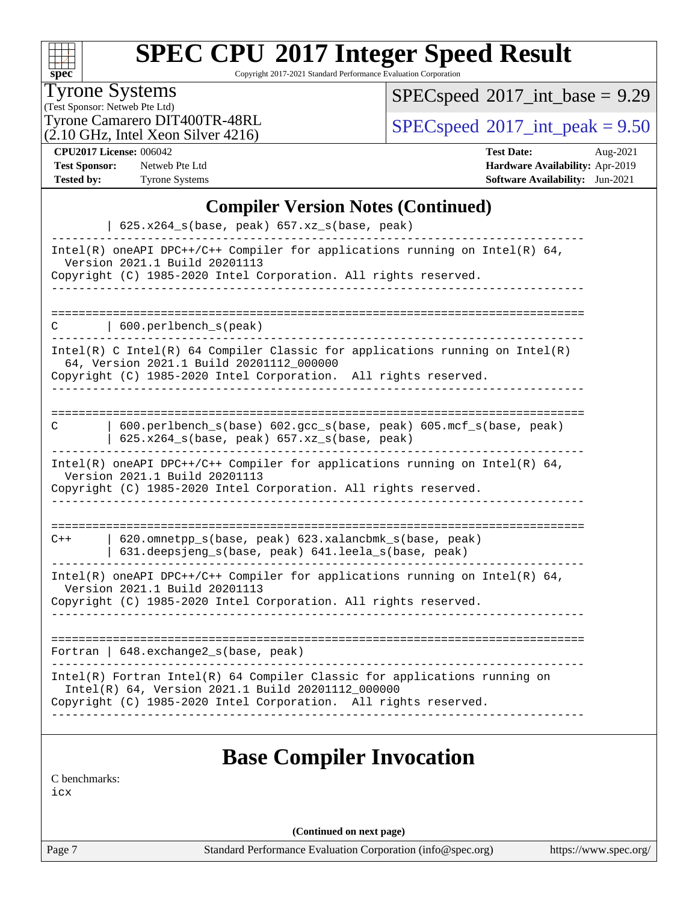# SPEC CPU 2017 Integer Speed Result

Copyright 2017-2021 Standard Performance Evaluation Corporation

**Tyrone Systems**
(Test Sponsor: Netweb Pte Ltd)
Tyrone Camarero DIT400TR-48RL
(2.10 GHz, Intel Xeon Silver 4216)

SPECspeed 2017_int_base = 9.29

SPECspeed 2017_int_peak = 9.50

| | | | |
|---|---|---|---|
| **CPU2017 License:** | 006042 | **Test Date:** | Aug-2021 |
| **Test Sponsor:** | Netweb Pte Ltd | **Hardware Availability:** | Apr-2019 |
| **Tested by:** | Tyrone Systems | **Software Availability:** | Jun-2021 |

## Compiler Version Notes (Continued)

```
         | 625.x264_s(base, peak) 657.xz_s(base, peak)
------------------------------------------------------------------------------
Intel(R) oneAPI DPC++/C++ Compiler for applications running on Intel(R) 64,
  Version 2021.1 Build 20201113
Copyright (C) 1985-2020 Intel Corporation. All rights reserved.
------------------------------------------------------------------------------

==============================================================================
C        | 600.perlbench_s(peak)
------------------------------------------------------------------------------
Intel(R) C Intel(R) 64 Compiler Classic for applications running on Intel(R)
  64, Version 2021.1 Build 20201112_000000
Copyright (C) 1985-2020 Intel Corporation.  All rights reserved.
------------------------------------------------------------------------------

==============================================================================
C        | 600.perlbench_s(base) 602.gcc_s(base, peak) 605.mcf_s(base, peak)
         | 625.x264_s(base, peak) 657.xz_s(base, peak)
------------------------------------------------------------------------------
Intel(R) oneAPI DPC++/C++ Compiler for applications running on Intel(R) 64,
  Version 2021.1 Build 20201113
Copyright (C) 1985-2020 Intel Corporation. All rights reserved.
------------------------------------------------------------------------------

==============================================================================
C++      | 620.omnetpp_s(base, peak) 623.xalancbmk_s(base, peak)
         | 631.deepsjeng_s(base, peak) 641.leela_s(base, peak)
------------------------------------------------------------------------------
Intel(R) oneAPI DPC++/C++ Compiler for applications running on Intel(R) 64,
  Version 2021.1 Build 20201113
Copyright (C) 1985-2020 Intel Corporation. All rights reserved.
------------------------------------------------------------------------------

==============================================================================
Fortran | 648.exchange2_s(base, peak)
------------------------------------------------------------------------------
Intel(R) Fortran Intel(R) 64 Compiler Classic for applications running on
  Intel(R) 64, Version 2021.1 Build 20201112_000000
Copyright (C) 1985-2020 Intel Corporation.  All rights reserved.
------------------------------------------------------------------------------
```

## Base Compiler Invocation

C benchmarks:
icx

**(Continued on next page)**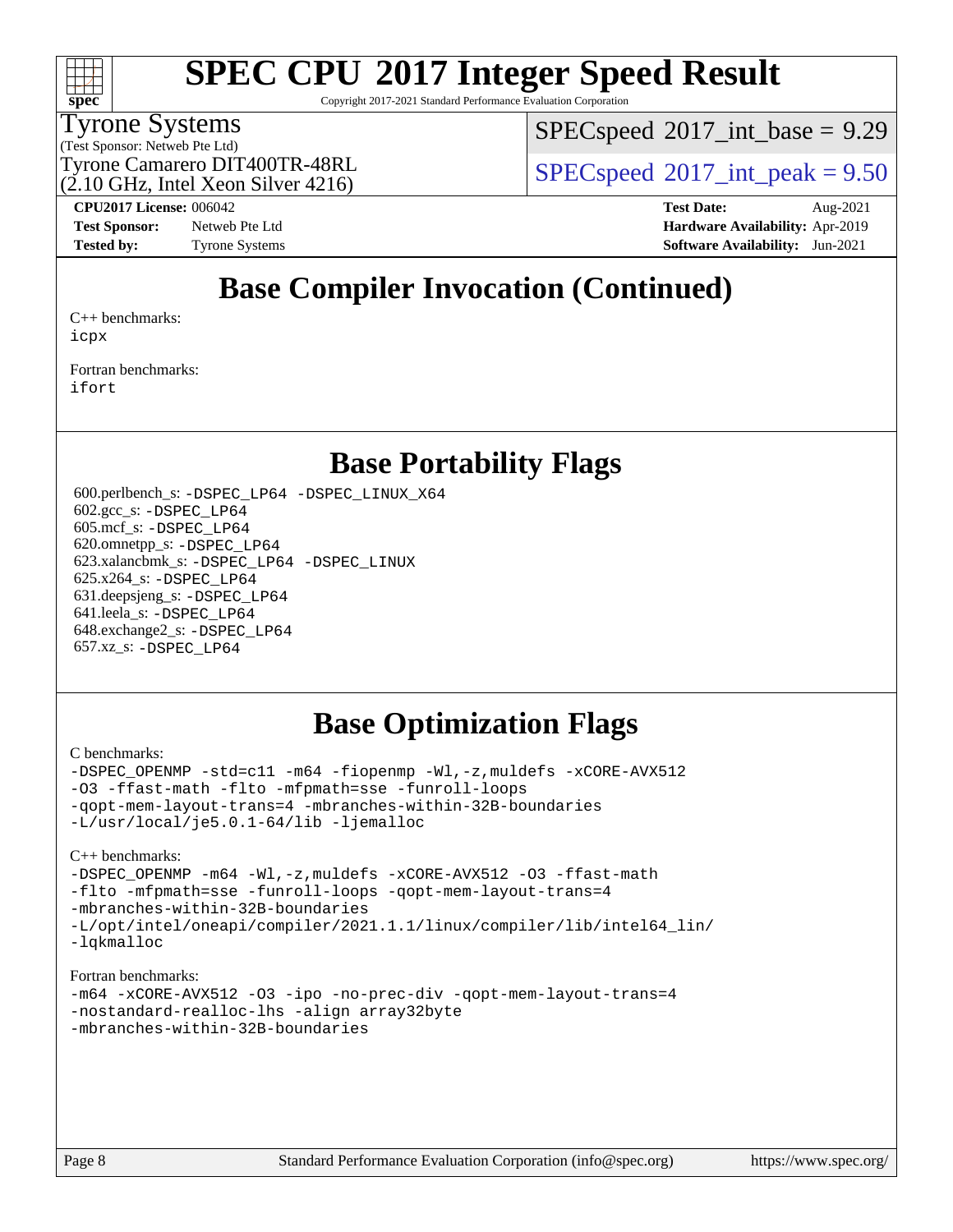# SPEC CPU 2017 Integer Speed Result

Copyright 2017-2021 Standard Performance Evaluation Corporation

**Tyrone Systems**
(Test Sponsor: Netweb Pte Ltd)
Tyrone Camarero DIT400TR-48RL
(2.10 GHz, Intel Xeon Silver 4216)

SPECspeed 2017_int_base = 9.29
SPECspeed 2017_int_peak = 9.50

**CPU2017 License:** 006042
**Test Sponsor:** Netweb Pte Ltd
**Tested by:** Tyrone Systems

**Test Date:** Aug-2021
**Hardware Availability:** Apr-2019
**Software Availability:** Jun-2021

## Base Compiler Invocation (Continued)

C++ benchmarks:
`icpx`

Fortran benchmarks:
`ifort`

## Base Portability Flags

600.perlbench_s: `-DSPEC_LP64 -DSPEC_LINUX_X64`
602.gcc_s: `-DSPEC_LP64`
605.mcf_s: `-DSPEC_LP64`
620.omnetpp_s: `-DSPEC_LP64`
623.xalancbmk_s: `-DSPEC_LP64 -DSPEC_LINUX`
625.x264_s: `-DSPEC_LP64`
631.deepsjeng_s: `-DSPEC_LP64`
641.leela_s: `-DSPEC_LP64`
648.exchange2_s: `-DSPEC_LP64`
657.xz_s: `-DSPEC_LP64`

## Base Optimization Flags

C benchmarks:
```
-DSPEC_OPENMP -std=c11 -m64 -fiopenmp -Wl,-z,muldefs -xCORE-AVX512
-O3 -ffast-math -flto -mfpmath=sse -funroll-loops
-qopt-mem-layout-trans=4 -mbranches-within-32B-boundaries
-L/usr/local/je5.0.1-64/lib -ljemalloc
```

C++ benchmarks:
```
-DSPEC_OPENMP -m64 -Wl,-z,muldefs -xCORE-AVX512 -O3 -ffast-math
-flto -mfpmath=sse -funroll-loops -qopt-mem-layout-trans=4
-mbranches-within-32B-boundaries
-L/opt/intel/oneapi/compiler/2021.1.1/linux/compiler/lib/intel64_lin/
-lqkmalloc
```

Fortran benchmarks:
```
-m64 -xCORE-AVX512 -O3 -ipo -no-prec-div -qopt-mem-layout-trans=4
-nostandard-realloc-lhs -align array32byte
-mbranches-within-32B-boundaries
```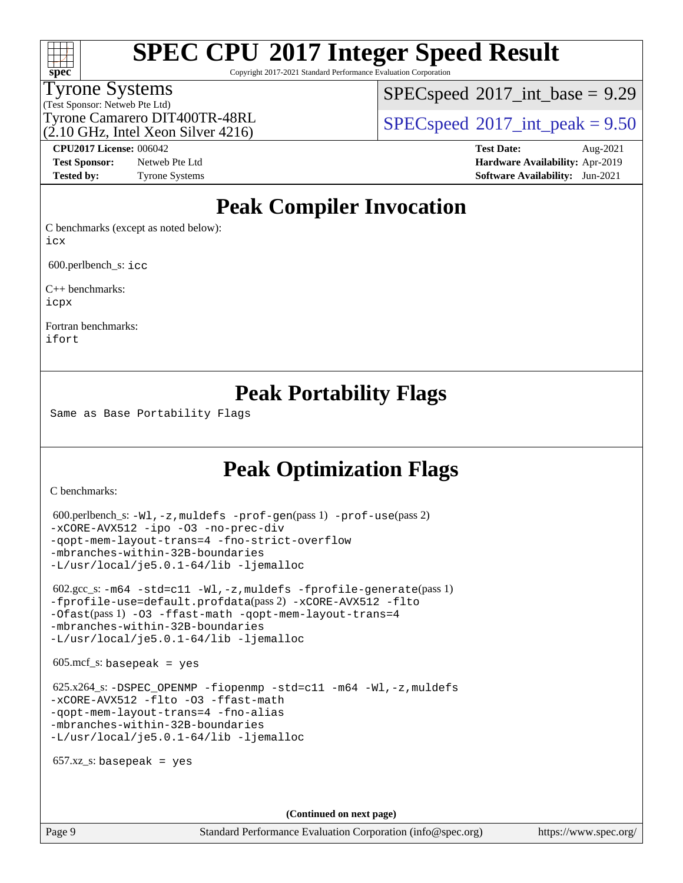# SPEC CPU 2017 Integer Speed Result

Copyright 2017-2021 Standard Performance Evaluation Corporation

Tyrone Systems
(Test Sponsor: Netweb Pte Ltd)
Tyrone Camarero DIT400TR-48RL
(2.10 GHz, Intel Xeon Silver 4216)

SPECspeed 2017_int_base = 9.29

SPECspeed 2017_int_peak = 9.50

**CPU2017 License:** 006042
**Test Sponsor:** Netweb Pte Ltd
**Tested by:** Tyrone Systems

**Test Date:** Aug-2021
**Hardware Availability:** Apr-2019
**Software Availability:** Jun-2021

## Peak Compiler Invocation

C benchmarks (except as noted below):
`icx`

600.perlbench_s: `icc`

C++ benchmarks:
`icpx`

Fortran benchmarks:
`ifort`

## Peak Portability Flags

Same as Base Portability Flags

## Peak Optimization Flags

C benchmarks:

600.perlbench_s: `-Wl,-z,muldefs -prof-gen`(pass 1) `-prof-use`(pass 2) `-xCORE-AVX512 -ipo -O3 -no-prec-div -qopt-mem-layout-trans=4 -fno-strict-overflow -mbranches-within-32B-boundaries -L/usr/local/je5.0.1-64/lib -ljemalloc`

602.gcc_s: `-m64 -std=c11 -Wl,-z,muldefs -fprofile-generate`(pass 1) `-fprofile-use=default.profdata`(pass 2) `-xCORE-AVX512 -flto -Ofast`(pass 1) `-O3 -ffast-math -qopt-mem-layout-trans=4 -mbranches-within-32B-boundaries -L/usr/local/je5.0.1-64/lib -ljemalloc`

605.mcf_s: `basepeak = yes`

625.x264_s: `-DSPEC_OPENMP -fiopenmp -std=c11 -m64 -Wl,-z,muldefs -xCORE-AVX512 -flto -O3 -ffast-math -qopt-mem-layout-trans=4 -fno-alias -mbranches-within-32B-boundaries -L/usr/local/je5.0.1-64/lib -ljemalloc`

657.xz_s: `basepeak = yes`

**(Continued on next page)**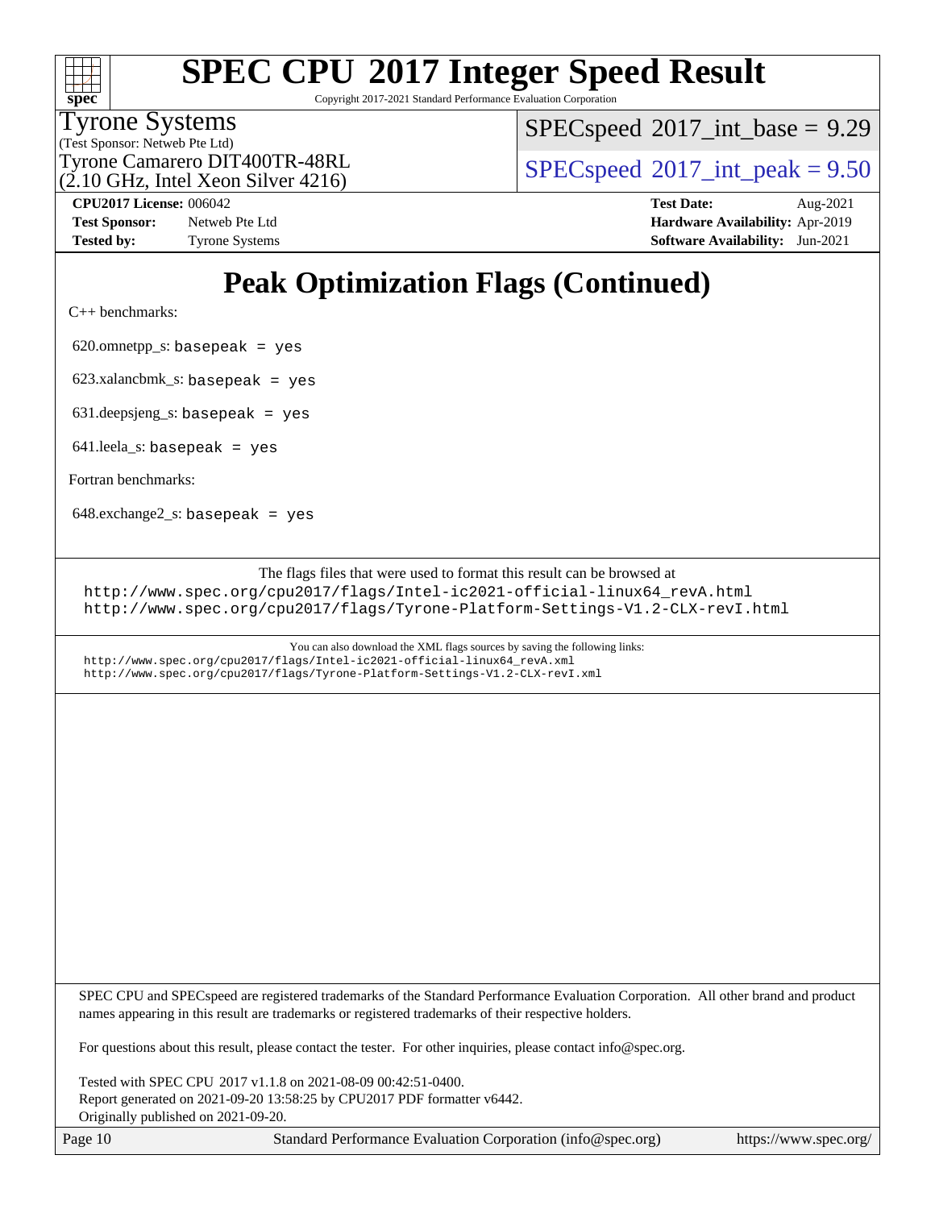# Peak Optimization Flags (Continued)

C++ benchmarks:

620.omnetpp_s: basepeak = yes

623.xalancbmk_s: basepeak = yes

631.deepsjeng_s: basepeak = yes

641.leela_s: basepeak = yes

Fortran benchmarks:

648.exchange2_s: basepeak = yes

The flags files that were used to format this result can be browsed at

http://www.spec.org/cpu2017/flags/Intel-ic2021-official-linux64_revA.html
http://www.spec.org/cpu2017/flags/Tyrone-Platform-Settings-V1.2-CLX-revI.html

You can also download the XML flags sources by saving the following links:

http://www.spec.org/cpu2017/flags/Intel-ic2021-official-linux64_revA.xml
http://www.spec.org/cpu2017/flags/Tyrone-Platform-Settings-V1.2-CLX-revI.xml

SPEC CPU and SPECspeed are registered trademarks of the Standard Performance Evaluation Corporation. All other brand and product names appearing in this result are trademarks or registered trademarks of their respective holders.

For questions about this result, please contact the tester. For other inquiries, please contact info@spec.org.

Tested with SPEC CPU 2017 v1.1.8 on 2021-08-09 00:42:51-0400.
Report generated on 2021-09-20 13:58:25 by CPU2017 PDF formatter v6442.
Originally published on 2021-09-20.